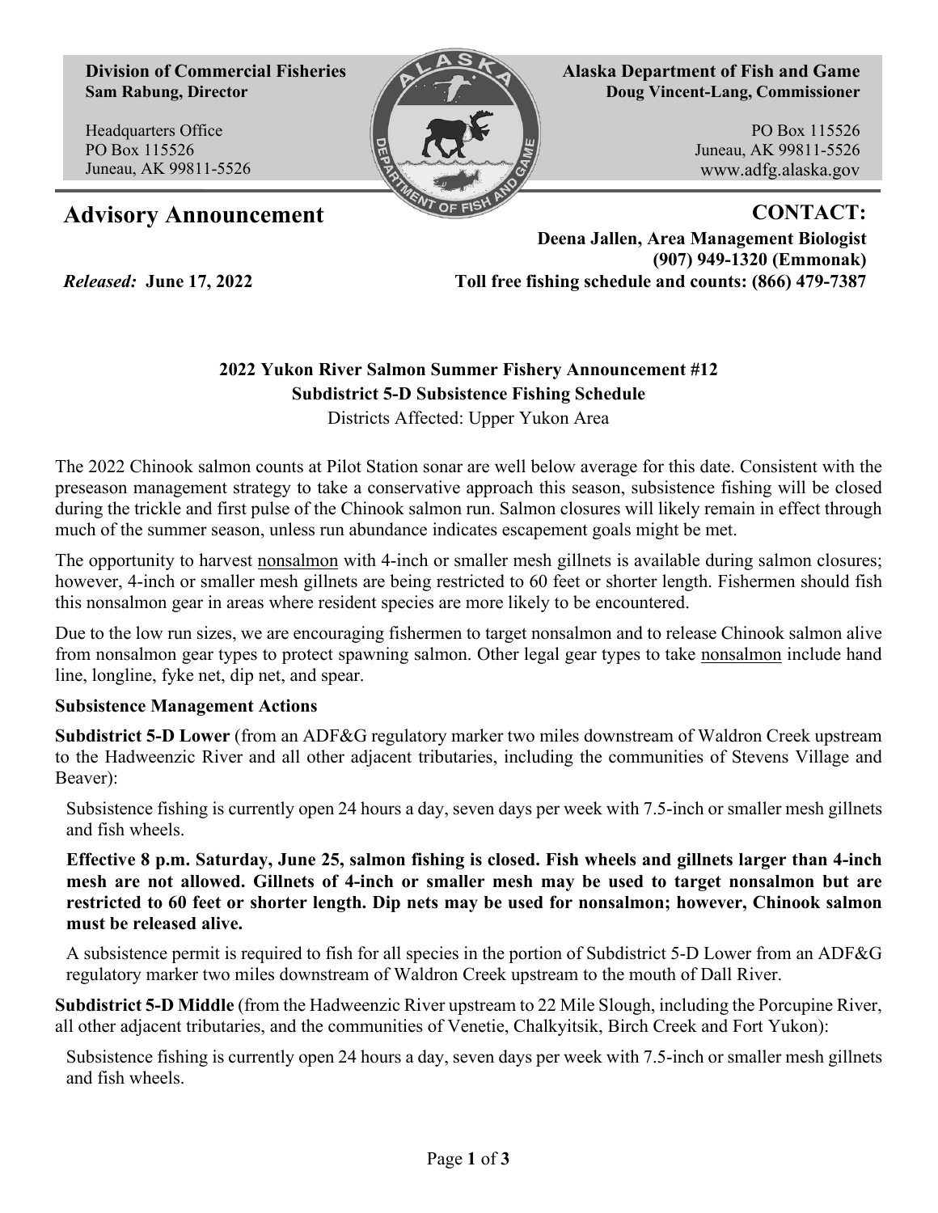**Division of Commercial Fisheries**
**Sam Rabung, Director**

Headquarters Office
PO Box 115526
Juneau, AK 99811-5526

**Alaska Department of Fish and Game**
**Doug Vincent-Lang, Commissioner**

PO Box 115526
Juneau, AK 99811-5526
www.adfg.alaska.gov

# Advisory Announcement

**CONTACT:**
**Deena Jallen, Area Management Biologist**
**(907) 949-1320 (Emmonak)**
**Toll free fishing schedule and counts: (866) 479-7387**

*Released:* **June 17, 2022**

## 2022 Yukon River Salmon Summer Fishery Announcement #12
## Subdistrict 5-D Subsistence Fishing Schedule

Districts Affected: Upper Yukon Area

The 2022 Chinook salmon counts at Pilot Station sonar are well below average for this date. Consistent with the preseason management strategy to take a conservative approach this season, subsistence fishing will be closed during the trickle and first pulse of the Chinook salmon run. Salmon closures will likely remain in effect through much of the summer season, unless run abundance indicates escapement goals might be met.

The opportunity to harvest nonsalmon with 4-inch or smaller mesh gillnets is available during salmon closures; however, 4-inch or smaller mesh gillnets are being restricted to 60 feet or shorter length. Fishermen should fish this nonsalmon gear in areas where resident species are more likely to be encountered.

Due to the low run sizes, we are encouraging fishermen to target nonsalmon and to release Chinook salmon alive from nonsalmon gear types to protect spawning salmon. Other legal gear types to take nonsalmon include hand line, longline, fyke net, dip net, and spear.

**Subsistence Management Actions**

**Subdistrict 5-D Lower** (from an ADF&G regulatory marker two miles downstream of Waldron Creek upstream to the Hadweenzic River and all other adjacent tributaries, including the communities of Stevens Village and Beaver):

Subsistence fishing is currently open 24 hours a day, seven days per week with 7.5-inch or smaller mesh gillnets and fish wheels.

**Effective 8 p.m. Saturday, June 25, salmon fishing is closed. Fish wheels and gillnets larger than 4-inch mesh are not allowed. Gillnets of 4-inch or smaller mesh may be used to target nonsalmon but are restricted to 60 feet or shorter length. Dip nets may be used for nonsalmon; however, Chinook salmon must be released alive.**

A subsistence permit is required to fish for all species in the portion of Subdistrict 5-D Lower from an ADF&G regulatory marker two miles downstream of Waldron Creek upstream to the mouth of Dall River.

**Subdistrict 5-D Middle** (from the Hadweenzic River upstream to 22 Mile Slough, including the Porcupine River, all other adjacent tributaries, and the communities of Venetie, Chalkyitsik, Birch Creek and Fort Yukon):

Subsistence fishing is currently open 24 hours a day, seven days per week with 7.5-inch or smaller mesh gillnets and fish wheels.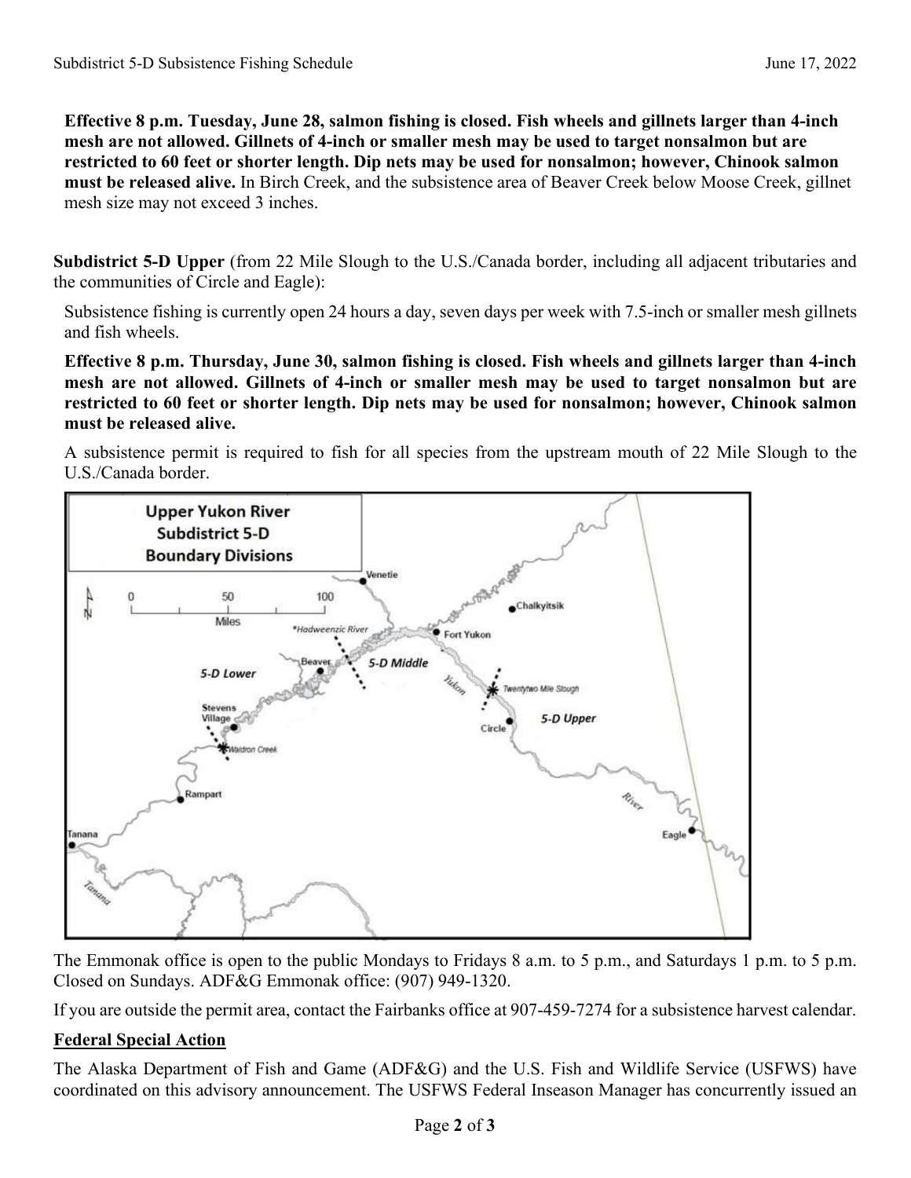**Effective 8 p.m. Tuesday, June 28, salmon fishing is closed. Fish wheels and gillnets larger than 4-inch mesh are not allowed. Gillnets of 4-inch or smaller mesh may be used to target nonsalmon but are restricted to 60 feet or shorter length. Dip nets may be used for nonsalmon; however, Chinook salmon must be released alive.** In Birch Creek, and the subsistence area of Beaver Creek below Moose Creek, gillnet mesh size may not exceed 3 inches.

**Subdistrict 5-D Upper** (from 22 Mile Slough to the U.S./Canada border, including all adjacent tributaries and the communities of Circle and Eagle):

Subsistence fishing is currently open 24 hours a day, seven days per week with 7.5-inch or smaller mesh gillnets and fish wheels.

**Effective 8 p.m. Thursday, June 30, salmon fishing is closed. Fish wheels and gillnets larger than 4-inch mesh are not allowed. Gillnets of 4-inch or smaller mesh may be used to target nonsalmon but are restricted to 60 feet or shorter length. Dip nets may be used for nonsalmon; however, Chinook salmon must be released alive.**

A subsistence permit is required to fish for all species from the upstream mouth of 22 Mile Slough to the U.S./Canada border.

The Emmonak office is open to the public Mondays to Fridays 8 a.m. to 5 p.m., and Saturdays 1 p.m. to 5 p.m. Closed on Sundays. ADF&G Emmonak office: (907) 949-1320.

If you are outside the permit area, contact the Fairbanks office at 907-459-7274 for a subsistence harvest calendar.

## Federal Special Action

The Alaska Department of Fish and Game (ADF&G) and the U.S. Fish and Wildlife Service (USFWS) have coordinated on this advisory announcement. The USFWS Federal Inseason Manager has concurrently issued an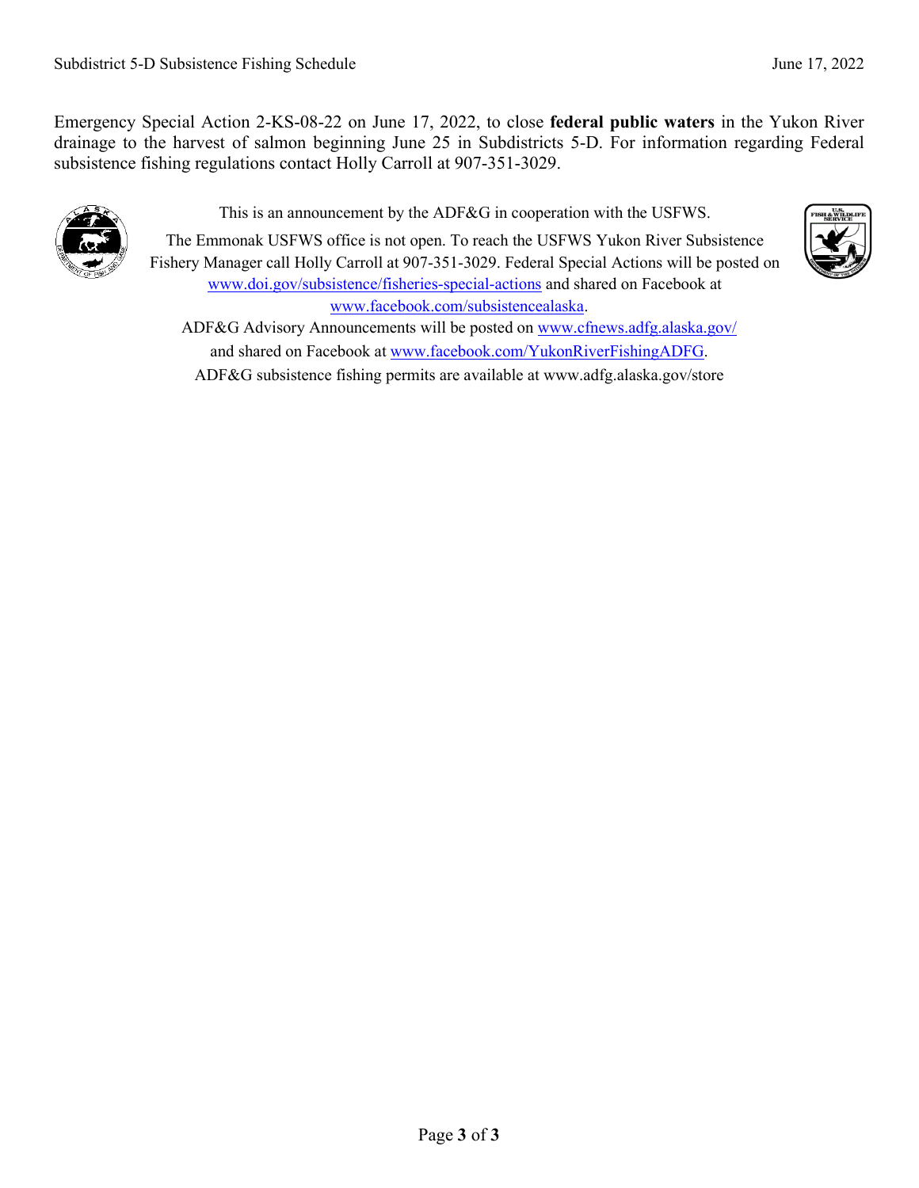Emergency Special Action 2-KS-08-22 on June 17, 2022, to close **federal public waters** in the Yukon River drainage to the harvest of salmon beginning June 25 in Subdistricts 5-D. For information regarding Federal subsistence fishing regulations contact Holly Carroll at 907-351-3029.

This is an announcement by the ADF&G in cooperation with the USFWS.

The Emmonak USFWS office is not open. To reach the USFWS Yukon River Subsistence Fishery Manager call Holly Carroll at 907-351-3029. Federal Special Actions will be posted on www.doi.gov/subsistence/fisheries-special-actions and shared on Facebook at www.facebook.com/subsistencealaska.

ADF&G Advisory Announcements will be posted on www.cfnews.adfg.alaska.gov/ and shared on Facebook at www.facebook.com/YukonRiverFishingADFG.

ADF&G subsistence fishing permits are available at www.adfg.alaska.gov/store